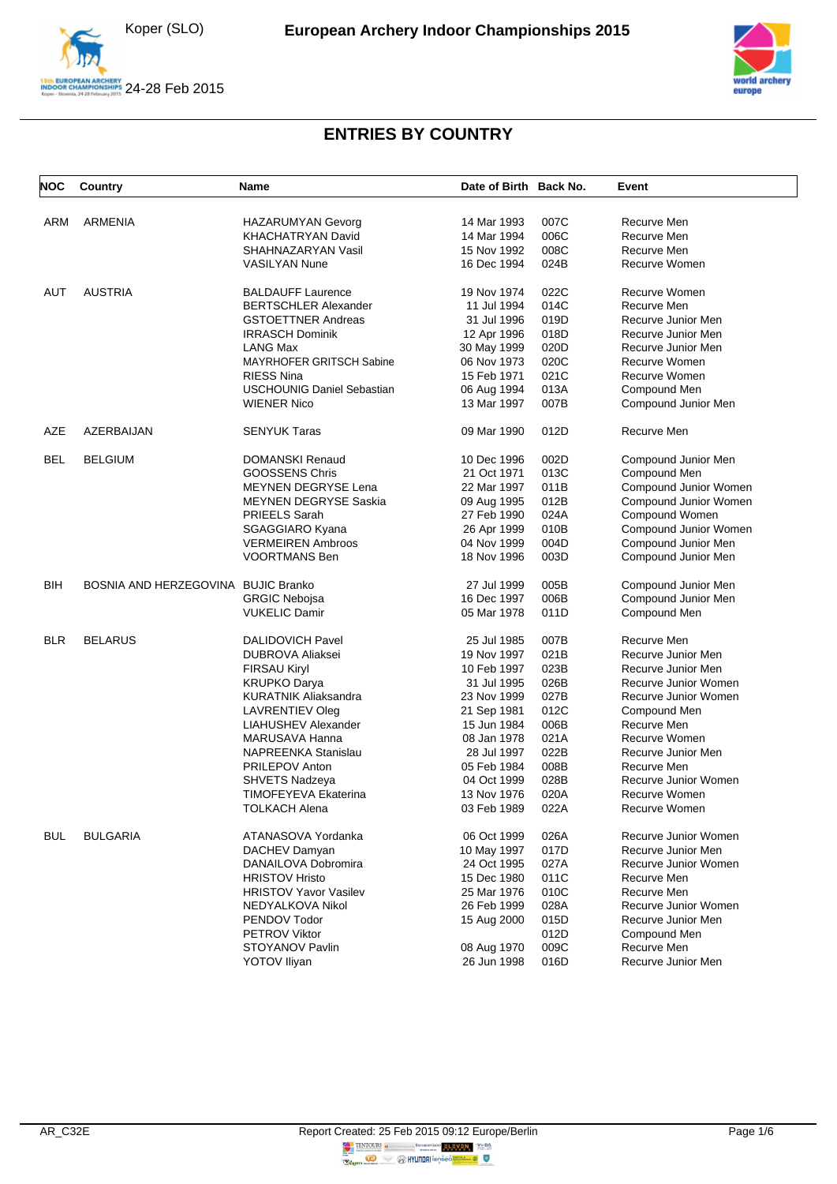# European Archery Indoor Championships 2015

Koper (SLO)

24-28 Feb 2015

## ENTRIES BY COUNTRY

| NOC | Country | Name | Date of Birth | Back No. | Event |
|---|---|---|---|---|---|
| ARM | ARMENIA | HAZARUMYAN Gevorg | 14 Mar 1993 | 007C | Recurve Men |
| | | KHACHATRYAN David | 14 Mar 1994 | 006C | Recurve Men |
| | | SHAHNAZARYAN Vasil | 15 Nov 1992 | 008C | Recurve Men |
| | | VASILYAN Nune | 16 Dec 1994 | 024B | Recurve Women |
| AUT | AUSTRIA | BALDAUFF Laurence | 19 Nov 1974 | 022C | Recurve Women |
| | | BERTSCHLER Alexander | 11 Jul 1994 | 014C | Recurve Men |
| | | GSTOETTNER Andreas | 31 Jul 1996 | 019D | Recurve Junior Men |
| | | IRRASCH Dominik | 12 Apr 1996 | 018D | Recurve Junior Men |
| | | LANG Max | 30 May 1999 | 020D | Recurve Junior Men |
| | | MAYRHOFER GRITSCH Sabine | 06 Nov 1973 | 020C | Recurve Women |
| | | RIESS Nina | 15 Feb 1971 | 021C | Recurve Women |
| | | USCHOUNIG Daniel Sebastian | 06 Aug 1994 | 013A | Compound Men |
| | | WIENER Nico | 13 Mar 1997 | 007B | Compound Junior Men |
| AZE | AZERBAIJAN | SENYUK Taras | 09 Mar 1990 | 012D | Recurve Men |
| BEL | BELGIUM | DOMANSKI Renaud | 10 Dec 1996 | 002D | Compound Junior Men |
| | | GOOSSENS Chris | 21 Oct 1971 | 013C | Compound Men |
| | | MEYNEN DEGRYSE Lena | 22 Mar 1997 | 011B | Compound Junior Women |
| | | MEYNEN DEGRYSE Saskia | 09 Aug 1995 | 012B | Compound Junior Women |
| | | PRIEELS Sarah | 27 Feb 1990 | 024A | Compound Women |
| | | SGAGGIARO Kyana | 26 Apr 1999 | 010B | Compound Junior Women |
| | | VERMEIREN Ambroos | 04 Nov 1999 | 004D | Compound Junior Men |
| | | VOORTMANS Ben | 18 Nov 1996 | 003D | Compound Junior Men |
| BIH | BOSNIA AND HERZEGOVINA | BUJIC Branko | 27 Jul 1999 | 005B | Compound Junior Men |
| | | GRGIC Nebojsa | 16 Dec 1997 | 006B | Compound Junior Men |
| | | VUKELIC Damir | 05 Mar 1978 | 011D | Compound Men |
| BLR | BELARUS | DALIDOVICH Pavel | 25 Jul 1985 | 007B | Recurve Men |
| | | DUBROVA Aliaksei | 19 Nov 1997 | 021B | Recurve Junior Men |
| | | FIRSAU Kiryl | 10 Feb 1997 | 023B | Recurve Junior Men |
| | | KRUPKO Darya | 31 Jul 1995 | 026B | Recurve Junior Women |
| | | KURATNIK Aliaksandra | 23 Nov 1999 | 027B | Recurve Junior Women |
| | | LAVRENTIEV Oleg | 21 Sep 1981 | 012C | Compound Men |
| | | LIAHUSHEV Alexander | 15 Jun 1984 | 006B | Recurve Men |
| | | MARUSAVA Hanna | 08 Jan 1978 | 021A | Recurve Women |
| | | NAPREENKA Stanislau | 28 Jul 1997 | 022B | Recurve Junior Men |
| | | PRILEPOV Anton | 05 Feb 1984 | 008B | Recurve Men |
| | | SHVETS Nadzeya | 04 Oct 1999 | 028B | Recurve Junior Women |
| | | TIMOFEYEVA Ekaterina | 13 Nov 1976 | 020A | Recurve Women |
| | | TOLKACH Alena | 03 Feb 1989 | 022A | Recurve Women |
| BUL | BULGARIA | ATANASOVA Yordanka | 06 Oct 1999 | 026A | Recurve Junior Women |
| | | DACHEV Damyan | 10 May 1997 | 017D | Recurve Junior Men |
| | | DANAILOVA Dobromira | 24 Oct 1995 | 027A | Recurve Junior Women |
| | | HRISTOV Hristo | 15 Dec 1980 | 011C | Recurve Men |
| | | HRISTOV Yavor Vasilev | 25 Mar 1976 | 010C | Recurve Men |
| | | NEDYALKOVA Nikol | 26 Feb 1999 | 028A | Recurve Junior Women |
| | | PENDOV Todor | 15 Aug 2000 | 015D | Recurve Junior Men |
| | | PETROV Viktor | | 012D | Compound Men |
| | | STOYANOV Pavlin | 08 Aug 1970 | 009C | Recurve Men |
| | | YOTOV Iliyan | 26 Jun 1998 | 016D | Recurve Junior Men |

AR_C32E

Report Created: 25 Feb 2015 09:12 Europe/Berlin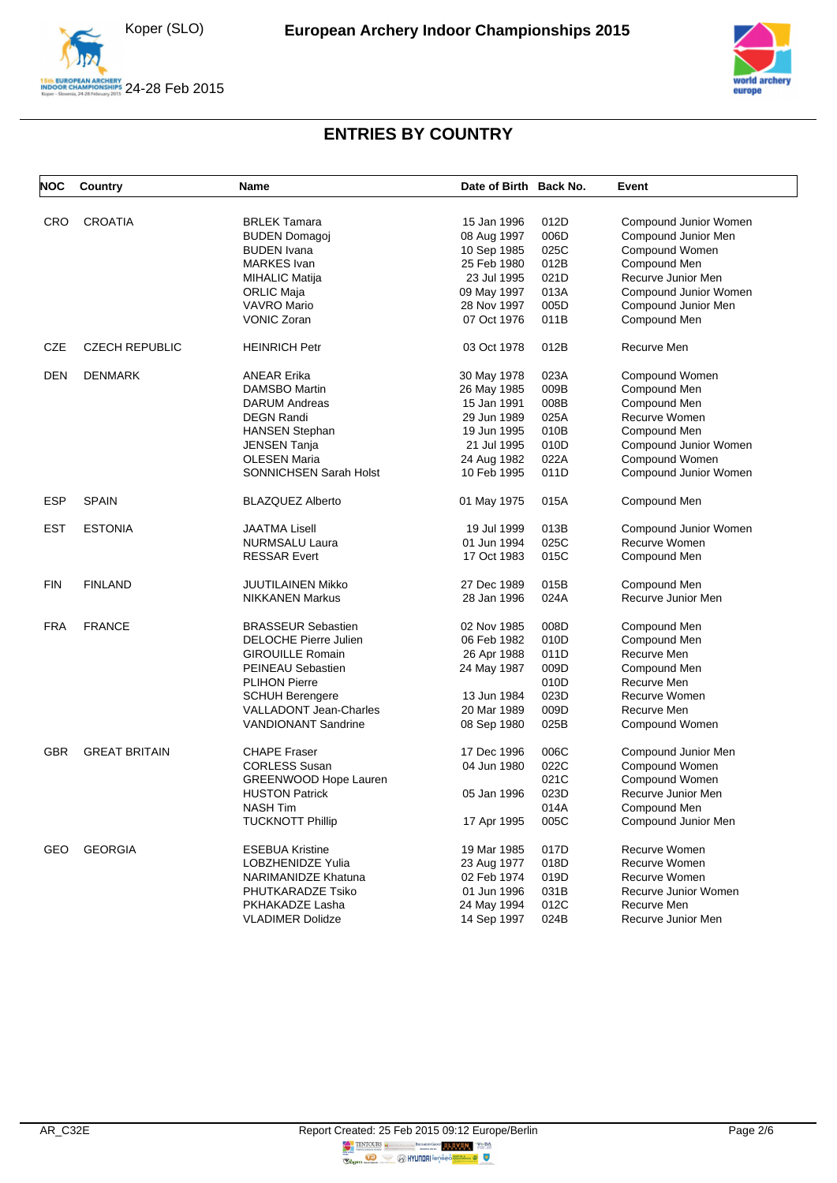## ENTRIES BY COUNTRY

| NOC | Country | Name | Date of Birth | Back No. | Event |
|---|---|---|---|---|---|
| CRO | CROATIA | BRLEK Tamara | 15 Jan 1996 | 012D | Compound Junior Women |
| | | BUDEN Domagoj | 08 Aug 1997 | 006D | Compound Junior Men |
| | | BUDEN Ivana | 10 Sep 1985 | 025C | Compound Women |
| | | MARKES Ivan | 25 Feb 1980 | 012B | Compound Men |
| | | MIHALIC Matija | 23 Jul 1995 | 021D | Recurve Junior Men |
| | | ORLIC Maja | 09 May 1997 | 013A | Compound Junior Women |
| | | VAVRO Mario | 28 Nov 1997 | 005D | Compound Junior Men |
| | | VONIC Zoran | 07 Oct 1976 | 011B | Compound Men |
| CZE | CZECH REPUBLIC | HEINRICH Petr | 03 Oct 1978 | 012B | Recurve Men |
| DEN | DENMARK | ANEAR Erika | 30 May 1978 | 023A | Compound Women |
| | | DAMSBO Martin | 26 May 1985 | 009B | Compound Men |
| | | DARUM Andreas | 15 Jan 1991 | 008B | Compound Men |
| | | DEGN Randi | 29 Jun 1989 | 025A | Recurve Women |
| | | HANSEN Stephan | 19 Jun 1995 | 010B | Compound Men |
| | | JENSEN Tanja | 21 Jul 1995 | 010D | Compound Junior Women |
| | | OLESEN Maria | 24 Aug 1982 | 022A | Compound Women |
| | | SONNICHSEN Sarah Holst | 10 Feb 1995 | 011D | Compound Junior Women |
| ESP | SPAIN | BLAZQUEZ Alberto | 01 May 1975 | 015A | Compound Men |
| EST | ESTONIA | JAATMA Lisell | 19 Jul 1999 | 013B | Compound Junior Women |
| | | NURMSALU Laura | 01 Jun 1994 | 025C | Recurve Women |
| | | RESSAR Evert | 17 Oct 1983 | 015C | Compound Men |
| FIN | FINLAND | JUUTILAINEN Mikko | 27 Dec 1989 | 015B | Compound Men |
| | | NIKKANEN Markus | 28 Jan 1996 | 024A | Recurve Junior Men |
| FRA | FRANCE | BRASSEUR Sebastien | 02 Nov 1985 | 008D | Compound Men |
| | | DELOCHE Pierre Julien | 06 Feb 1982 | 010D | Compound Men |
| | | GIROUILLE Romain | 26 Apr 1988 | 011D | Recurve Men |
| | | PEINEAU Sebastien | 24 May 1987 | 009D | Compound Men |
| | | PLIHON Pierre | | 010D | Recurve Men |
| | | SCHUH Berengere | 13 Jun 1984 | 023D | Recurve Women |
| | | VALLADONT Jean-Charles | 20 Mar 1989 | 009D | Recurve Men |
| | | VANDIONANT Sandrine | 08 Sep 1980 | 025B | Compound Women |
| GBR | GREAT BRITAIN | CHAPE Fraser | 17 Dec 1996 | 006C | Compound Junior Men |
| | | CORLESS Susan | 04 Jun 1980 | 022C | Compound Women |
| | | GREENWOOD Hope Lauren | | 021C | Compound Women |
| | | HUSTON Patrick | 05 Jan 1996 | 023D | Recurve Junior Men |
| | | NASH Tim | | 014A | Compound Men |
| | | TUCKNOTT Phillip | 17 Apr 1995 | 005C | Compound Junior Men |
| GEO | GEORGIA | ESEBUA Kristine | 19 Mar 1985 | 017D | Recurve Women |
| | | LOBZHENIDZE Yulia | 23 Aug 1977 | 018D | Recurve Women |
| | | NARIMANIDZE Khatuna | 02 Feb 1974 | 019D | Recurve Women |
| | | PHUTKARADZE Tsiko | 01 Jun 1996 | 031B | Recurve Junior Women |
| | | PKHAKADZE Lasha | 24 May 1994 | 012C | Recurve Men |
| | | VLADIMER Dolidze | 14 Sep 1997 | 024B | Recurve Junior Men |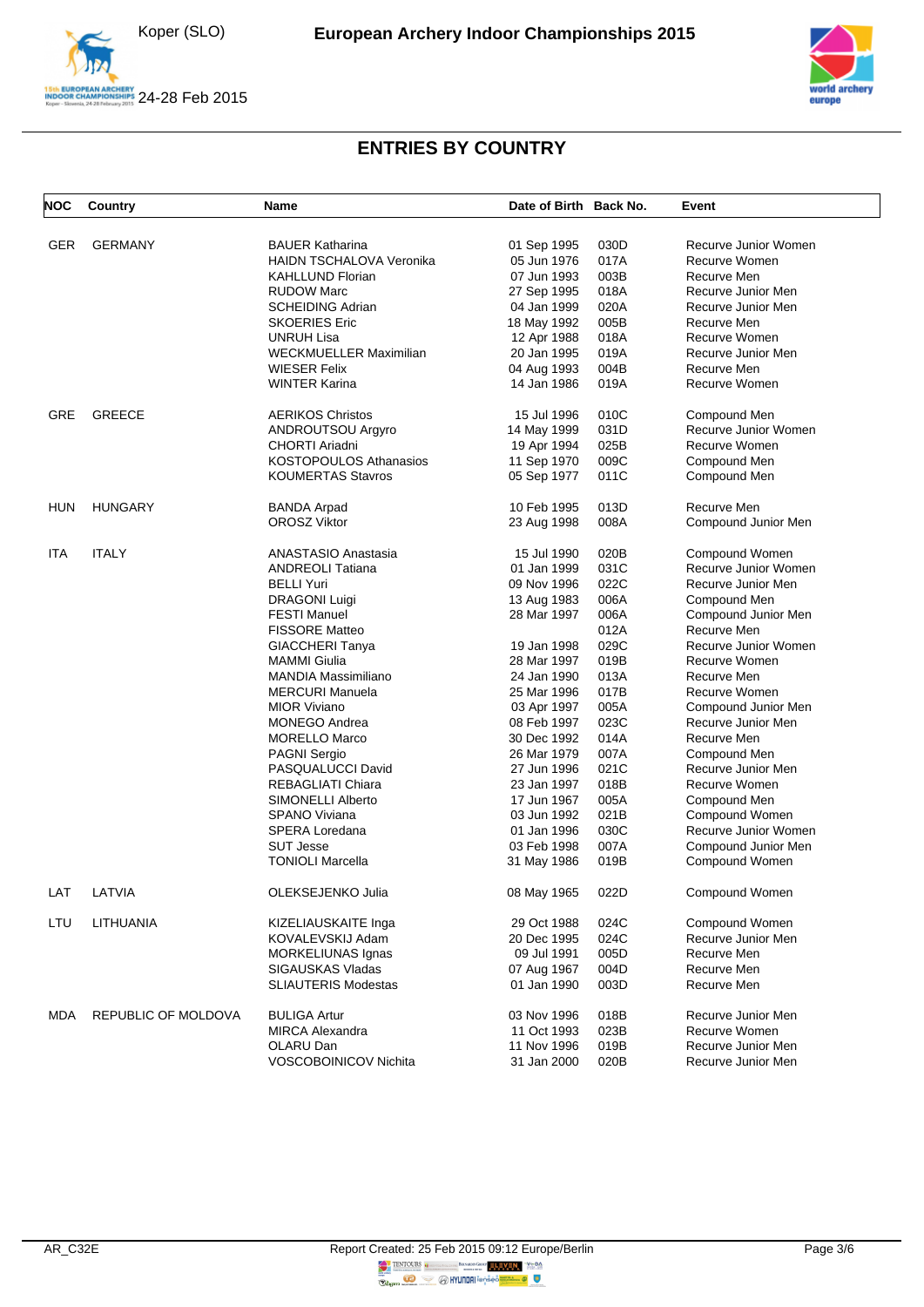# ENTRIES BY COUNTRY

| NOC | Country | Name | Date of Birth | Back No. | Event |
|---|---|---|---|---|---|
| GER | GERMANY | BAUER Katharina | 01 Sep 1995 | 030D | Recurve Junior Women |
| | | HAIDN TSCHALOVA Veronika | 05 Jun 1976 | 017A | Recurve Women |
| | | KAHLLUND Florian | 07 Jun 1993 | 003B | Recurve Men |
| | | RUDOW Marc | 27 Sep 1995 | 018A | Recurve Junior Men |
| | | SCHEIDING Adrian | 04 Jan 1999 | 020A | Recurve Junior Men |
| | | SKOERIES Eric | 18 May 1992 | 005B | Recurve Men |
| | | UNRUH Lisa | 12 Apr 1988 | 018A | Recurve Women |
| | | WECKMUELLER Maximilian | 20 Jan 1995 | 019A | Recurve Junior Men |
| | | WIESER Felix | 04 Aug 1993 | 004B | Recurve Men |
| | | WINTER Karina | 14 Jan 1986 | 019A | Recurve Women |
| GRE | GREECE | AERIKOS Christos | 15 Jul 1996 | 010C | Compound Men |
| | | ANDROUTSOU Argyro | 14 May 1999 | 031D | Recurve Junior Women |
| | | CHORTI Ariadni | 19 Apr 1994 | 025B | Recurve Women |
| | | KOSTOPOULOS Athanasios | 11 Sep 1970 | 009C | Compound Men |
| | | KOUMERTAS Stavros | 05 Sep 1977 | 011C | Compound Men |
| HUN | HUNGARY | BANDA Arpad | 10 Feb 1995 | 013D | Recurve Men |
| | | OROSZ Viktor | 23 Aug 1998 | 008A | Compound Junior Men |
| ITA | ITALY | ANASTASIO Anastasia | 15 Jul 1990 | 020B | Compound Women |
| | | ANDREOLI Tatiana | 01 Jan 1999 | 031C | Recurve Junior Women |
| | | BELLI Yuri | 09 Nov 1996 | 022C | Recurve Junior Men |
| | | DRAGONI Luigi | 13 Aug 1983 | 006A | Compound Men |
| | | FESTI Manuel | 28 Mar 1997 | 006A | Compound Junior Men |
| | | FISSORE Matteo | | 012A | Recurve Men |
| | | GIACCHERI Tanya | 19 Jan 1998 | 029C | Recurve Junior Women |
| | | MAMMI Giulia | 28 Mar 1997 | 019B | Recurve Women |
| | | MANDIA Massimiliano | 24 Jan 1990 | 013A | Recurve Men |
| | | MERCURI Manuela | 25 Mar 1996 | 017B | Recurve Women |
| | | MIOR Viviano | 03 Apr 1997 | 005A | Compound Junior Men |
| | | MONEGO Andrea | 08 Feb 1997 | 023C | Recurve Junior Men |
| | | MORELLO Marco | 30 Dec 1992 | 014A | Recurve Men |
| | | PAGNI Sergio | 26 Mar 1979 | 007A | Compound Men |
| | | PASQUALUCCI David | 27 Jun 1996 | 021C | Recurve Junior Men |
| | | REBAGLIATI Chiara | 23 Jan 1997 | 018B | Recurve Women |
| | | SIMONELLI Alberto | 17 Jun 1967 | 005A | Compound Men |
| | | SPANO Viviana | 03 Jun 1992 | 021B | Compound Women |
| | | SPERA Loredana | 01 Jan 1996 | 030C | Recurve Junior Women |
| | | SUT Jesse | 03 Feb 1998 | 007A | Compound Junior Men |
| | | TONIOLI Marcella | 31 May 1986 | 019B | Compound Women |
| LAT | LATVIA | OLEKSEJENKO Julia | 08 May 1965 | 022D | Compound Women |
| LTU | LITHUANIA | KIZELIAUSKAITE Inga | 29 Oct 1988 | 024C | Compound Women |
| | | KOVALEVSKIJ Adam | 20 Dec 1995 | 024C | Recurve Junior Men |
| | | MORKELIUNAS Ignas | 09 Jul 1991 | 005D | Recurve Men |
| | | SIGAUSKAS Vladas | 07 Aug 1967 | 004D | Recurve Men |
| | | SLIAUTERIS Modestas | 01 Jan 1990 | 003D | Recurve Men |
| MDA | REPUBLIC OF MOLDOVA | BULIGA Artur | 03 Nov 1996 | 018B | Recurve Junior Men |
| | | MIRCA Alexandra | 11 Oct 1993 | 023B | Recurve Women |
| | | OLARU Dan | 11 Nov 1996 | 019B | Recurve Junior Men |
| | | VOSCOBOINICOV Nichita | 31 Jan 2000 | 020B | Recurve Junior Men |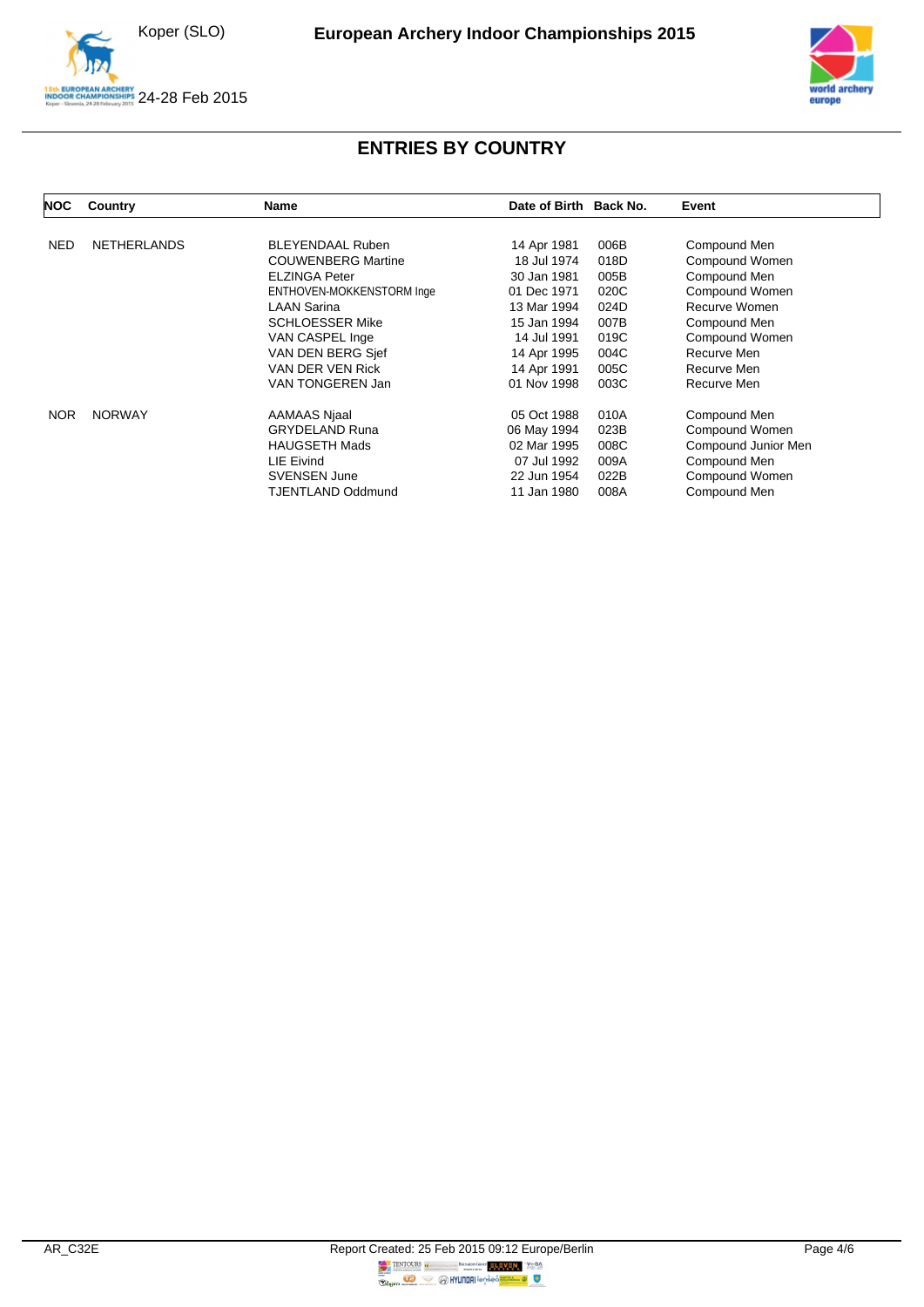## ENTRIES BY COUNTRY

| NOC | Country | Name | Date of Birth | Back No. | Event |
|---|---|---|---|---|---|
| NED | NETHERLANDS | BLEYENDAAL Ruben | 14 Apr 1981 | 006B | Compound Men |
| | | COUWENBERG Martine | 18 Jul 1974 | 018D | Compound Women |
| | | ELZINGA Peter | 30 Jan 1981 | 005B | Compound Men |
| | | ENTHOVEN-MOKKENSTORM Inge | 01 Dec 1971 | 020C | Compound Women |
| | | LAAN Sarina | 13 Mar 1994 | 024D | Recurve Women |
| | | SCHLOESSER Mike | 15 Jan 1994 | 007B | Compound Men |
| | | VAN CASPEL Inge | 14 Jul 1991 | 019C | Compound Women |
| | | VAN DEN BERG Sjef | 14 Apr 1995 | 004C | Recurve Men |
| | | VAN DER VEN Rick | 14 Apr 1991 | 005C | Recurve Men |
| | | VAN TONGEREN Jan | 01 Nov 1998 | 003C | Recurve Men |
| NOR | NORWAY | AAMAAS Njaal | 05 Oct 1988 | 010A | Compound Men |
| | | GRYDELAND Runa | 06 May 1994 | 023B | Compound Women |
| | | HAUGSETH Mads | 02 Mar 1995 | 008C | Compound Junior Men |
| | | LIE Eivind | 07 Jul 1992 | 009A | Compound Men |
| | | SVENSEN June | 22 Jun 1954 | 022B | Compound Women |
| | | TJENTLAND Oddmund | 11 Jan 1980 | 008A | Compound Men |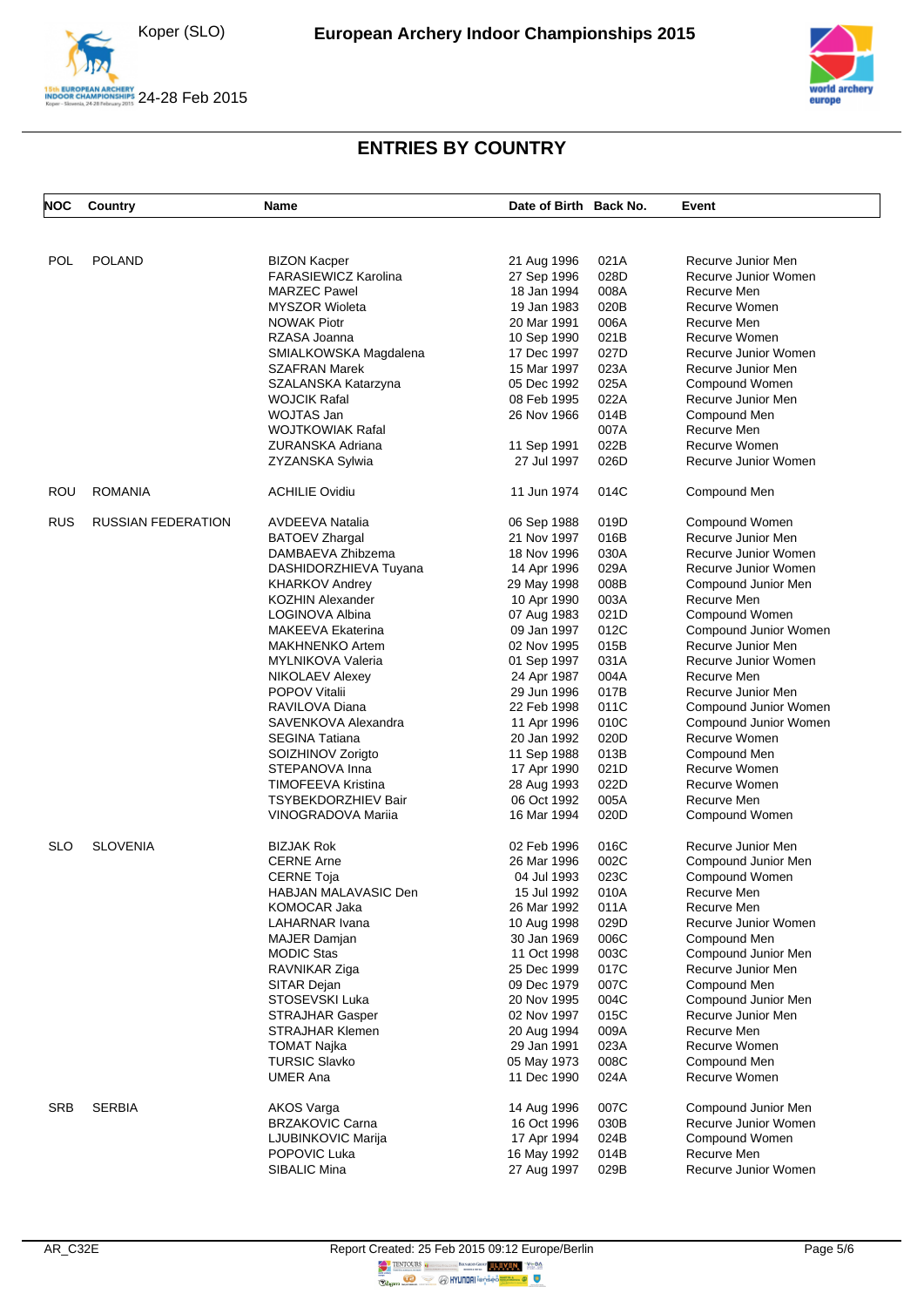# European Archery Indoor Championships 2015

Koper (SLO)

24-28 Feb 2015

## ENTRIES BY COUNTRY

| NOC | Country | Name | Date of Birth | Back No. | Event |
|---|---|---|---|---|---|
| POL | POLAND | BIZON Kacper | 21 Aug 1996 | 021A | Recurve Junior Men |
| | | FARASIEWICZ Karolina | 27 Sep 1996 | 028D | Recurve Junior Women |
| | | MARZEC Pawel | 18 Jan 1994 | 008A | Recurve Men |
| | | MYSZOR Wioleta | 19 Jan 1983 | 020B | Recurve Women |
| | | NOWAK Piotr | 20 Mar 1991 | 006A | Recurve Men |
| | | RZASA Joanna | 10 Sep 1990 | 021B | Recurve Women |
| | | SMIALKOWSKA Magdalena | 17 Dec 1997 | 027D | Recurve Junior Women |
| | | SZAFRAN Marek | 15 Mar 1997 | 023A | Recurve Junior Men |
| | | SZALANSKA Katarzyna | 05 Dec 1992 | 025A | Compound Women |
| | | WOJCIK Rafal | 08 Feb 1995 | 022A | Recurve Junior Men |
| | | WOJTAS Jan | 26 Nov 1966 | 014B | Compound Men |
| | | WOJTKOWIAK Rafal | | 007A | Recurve Men |
| | | ZURANSKA Adriana | 11 Sep 1991 | 022B | Recurve Women |
| | | ZYZANSKA Sylwia | 27 Jul 1997 | 026D | Recurve Junior Women |
| ROU | ROMANIA | ACHILIE Ovidiu | 11 Jun 1974 | 014C | Compound Men |
| RUS | RUSSIAN FEDERATION | AVDEEVA Natalia | 06 Sep 1988 | 019D | Compound Women |
| | | BATOEV Zhargal | 21 Nov 1997 | 016B | Recurve Junior Men |
| | | DAMBAEVA Zhibzema | 18 Nov 1996 | 030A | Recurve Junior Women |
| | | DASHIDORZHIEVA Tuyana | 14 Apr 1996 | 029A | Recurve Junior Women |
| | | KHARKOV Andrey | 29 May 1998 | 008B | Compound Junior Men |
| | | KOZHIN Alexander | 10 Apr 1990 | 003A | Recurve Men |
| | | LOGINOVA Albina | 07 Aug 1983 | 021D | Compound Women |
| | | MAKEEVA Ekaterina | 09 Jan 1997 | 012C | Compound Junior Women |
| | | MAKHNENKO Artem | 02 Nov 1995 | 015B | Recurve Junior Men |
| | | MYLNIKOVA Valeria | 01 Sep 1997 | 031A | Recurve Junior Women |
| | | NIKOLAEV Alexey | 24 Apr 1987 | 004A | Recurve Men |
| | | POPOV Vitalii | 29 Jun 1996 | 017B | Recurve Junior Men |
| | | RAVILOVA Diana | 22 Feb 1998 | 011C | Compound Junior Women |
| | | SAVENKOVA Alexandra | 11 Apr 1996 | 010C | Compound Junior Women |
| | | SEGINA Tatiana | 20 Jan 1992 | 020D | Recurve Women |
| | | SOIZHINOV Zorigto | 11 Sep 1988 | 013B | Compound Men |
| | | STEPANOVA Inna | 17 Apr 1990 | 021D | Recurve Women |
| | | TIMOFEEVA Kristina | 28 Aug 1993 | 022D | Recurve Women |
| | | TSYBEKDORZHIEV Bair | 06 Oct 1992 | 005A | Recurve Men |
| | | VINOGRADOVA Mariia | 16 Mar 1994 | 020D | Compound Women |
| SLO | SLOVENIA | BIZJAK Rok | 02 Feb 1996 | 016C | Recurve Junior Men |
| | | CERNE Arne | 26 Mar 1996 | 002C | Compound Junior Men |
| | | CERNE Toja | 04 Jul 1993 | 023C | Compound Women |
| | | HABJAN MALAVASIC Den | 15 Jul 1992 | 010A | Recurve Men |
| | | KOMOCAR Jaka | 26 Mar 1992 | 011A | Recurve Men |
| | | LAHARNAR Ivana | 10 Aug 1998 | 029D | Recurve Junior Women |
| | | MAJER Damjan | 30 Jan 1969 | 006C | Compound Men |
| | | MODIC Stas | 11 Oct 1998 | 003C | Compound Junior Men |
| | | RAVNIKAR Ziga | 25 Dec 1999 | 017C | Recurve Junior Men |
| | | SITAR Dejan | 09 Dec 1979 | 007C | Compound Men |
| | | STOSEVSKI Luka | 20 Nov 1995 | 004C | Compound Junior Men |
| | | STRAJHAR Gasper | 02 Nov 1997 | 015C | Recurve Junior Men |
| | | STRAJHAR Klemen | 20 Aug 1994 | 009A | Recurve Men |
| | | TOMAT Najka | 29 Jan 1991 | 023A | Recurve Women |
| | | TURSIC Slavko | 05 May 1973 | 008C | Compound Men |
| | | UMER Ana | 11 Dec 1990 | 024A | Recurve Women |
| SRB | SERBIA | AKOS Varga | 14 Aug 1996 | 007C | Compound Junior Men |
| | | BRZAKOVIC Carna | 16 Oct 1996 | 030B | Recurve Junior Women |
| | | LJUBINKOVIC Marija | 17 Apr 1994 | 024B | Compound Women |
| | | POPOVIC Luka | 16 May 1992 | 014B | Recurve Men |
| | | SIBALIC Mina | 27 Aug 1997 | 029B | Recurve Junior Women |

AR_C32E Report Created: 25 Feb 2015 09:12 Europe/Berlin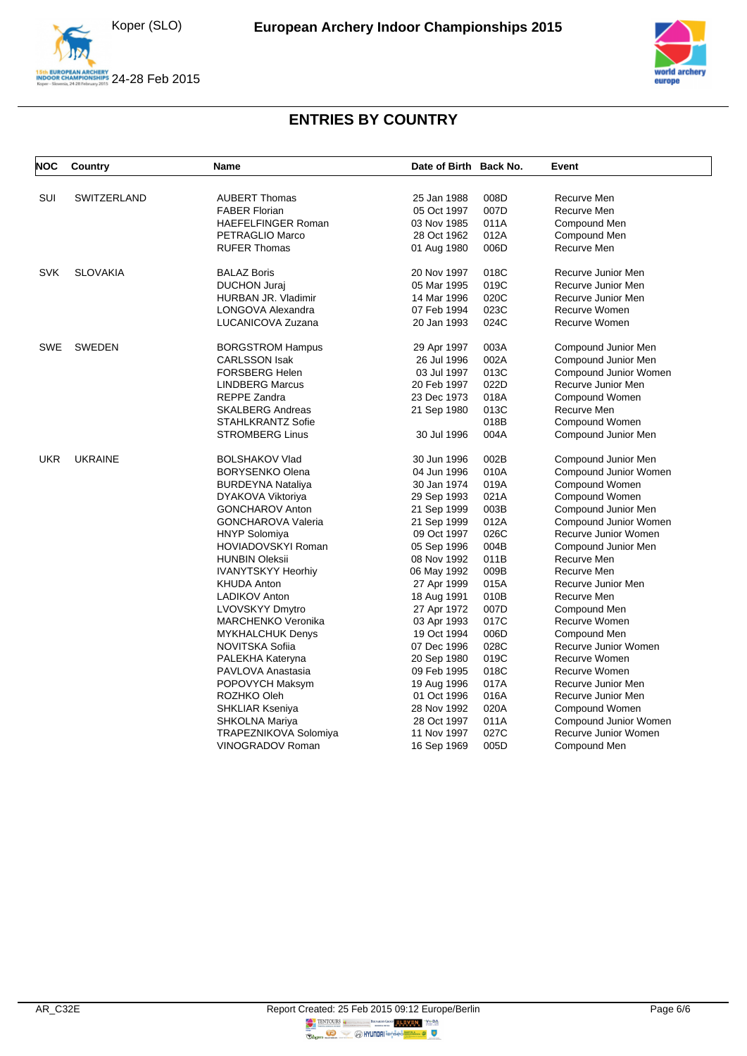# ENTRIES BY COUNTRY

| NOC | Country | Name | Date of Birth | Back No. | Event |
|---|---|---|---|---|---|
| SUI | SWITZERLAND | AUBERT Thomas | 25 Jan 1988 | 008D | Recurve Men |
| | | FABER Florian | 05 Oct 1997 | 007D | Recurve Men |
| | | HAEFELFINGER Roman | 03 Nov 1985 | 011A | Compound Men |
| | | PETRAGLIO Marco | 28 Oct 1962 | 012A | Compound Men |
| | | RUFER Thomas | 01 Aug 1980 | 006D | Recurve Men |
| SVK | SLOVAKIA | BALAZ Boris | 20 Nov 1997 | 018C | Recurve Junior Men |
| | | DUCHON Juraj | 05 Mar 1995 | 019C | Recurve Junior Men |
| | | HURBAN JR. Vladimir | 14 Mar 1996 | 020C | Recurve Junior Men |
| | | LONGOVA Alexandra | 07 Feb 1994 | 023C | Recurve Women |
| | | LUCANICOVA Zuzana | 20 Jan 1993 | 024C | Recurve Women |
| SWE | SWEDEN | BORGSTROM Hampus | 29 Apr 1997 | 003A | Compound Junior Men |
| | | CARLSSON Isak | 26 Jul 1996 | 002A | Compound Junior Men |
| | | FORSBERG Helen | 03 Jul 1997 | 013C | Compound Junior Women |
| | | LINDBERG Marcus | 20 Feb 1997 | 022D | Recurve Junior Men |
| | | REPPE Zandra | 23 Dec 1973 | 018A | Compound Women |
| | | SKALBERG Andreas | 21 Sep 1980 | 013C | Recurve Men |
| | | STAHLKRANTZ Sofie | | 018B | Compound Women |
| | | STROMBERG Linus | 30 Jul 1996 | 004A | Compound Junior Men |
| UKR | UKRAINE | BOLSHAKOV Vlad | 30 Jun 1996 | 002B | Compound Junior Men |
| | | BORYSENKO Olena | 04 Jun 1996 | 010A | Compound Junior Women |
| | | BURDEYNA Nataliya | 30 Jan 1974 | 019A | Compound Women |
| | | DYAKOVA Viktoriya | 29 Sep 1993 | 021A | Compound Women |
| | | GONCHAROV Anton | 21 Sep 1999 | 003B | Compound Junior Men |
| | | GONCHAROVA Valeria | 21 Sep 1999 | 012A | Compound Junior Women |
| | | HNYP Solomiya | 09 Oct 1997 | 026C | Recurve Junior Women |
| | | HOVIADOVSKYI Roman | 05 Sep 1996 | 004B | Compound Junior Men |
| | | HUNBIN Oleksii | 08 Nov 1992 | 011B | Recurve Men |
| | | IVANYTSKYY Heorhiy | 06 May 1992 | 009B | Recurve Men |
| | | KHUDA Anton | 27 Apr 1999 | 015A | Recurve Junior Men |
| | | LADIKOV Anton | 18 Aug 1991 | 010B | Recurve Men |
| | | LVOVSKYY Dmytro | 27 Apr 1972 | 007D | Compound Men |
| | | MARCHENKO Veronika | 03 Apr 1993 | 017C | Recurve Women |
| | | MYKHALCHUK Denys | 19 Oct 1994 | 006D | Compound Men |
| | | NOVITSKA Sofiia | 07 Dec 1996 | 028C | Recurve Junior Women |
| | | PALEKHA Kateryna | 20 Sep 1980 | 019C | Recurve Women |
| | | PAVLOVA Anastasia | 09 Feb 1995 | 018C | Recurve Women |
| | | POPOVYCH Maksym | 19 Aug 1996 | 017A | Recurve Junior Men |
| | | ROZHKO Oleh | 01 Oct 1996 | 016A | Recurve Junior Men |
| | | SHKLIAR Kseniya | 28 Nov 1992 | 020A | Compound Women |
| | | SHKOLNA Mariya | 28 Oct 1997 | 011A | Compound Junior Women |
| | | TRAPEZNIKOVA Solomiya | 11 Nov 1997 | 027C | Recurve Junior Women |
| | | VINOGRADOV Roman | 16 Sep 1969 | 005D | Compound Men |